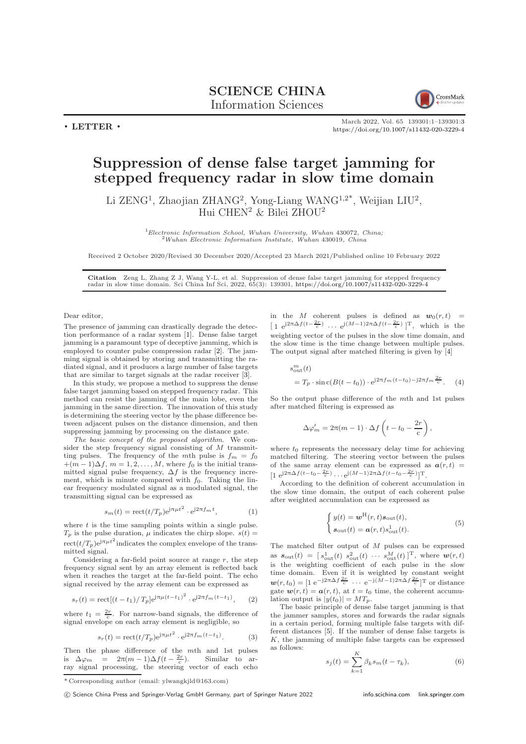# SCIENCE CHINA Information Sciences

**• LETTER •**

# Suppression of dense false target jamming for stepped frequency radar in slow time domain

Li ZENG[1], Zhaojian ZHANG[2], Yong-Liang WANG[1,2*], Weijian LIU[2], Hui CHEN[2] & Bilei ZHOU[2]

[1]*Electronic Information School, Wuhan University, Wuhan* 430072*, China;*
[2]*Wuhan Electronic Information Institute, Wuhan* 430019*, China*

Received 2 October 2020/Revised 30 December 2020/Accepted 23 March 2021/Published online 10 February 2022

**Citation** Zeng L, Zhang Z J, Wang Y-L, et al. Suppression of dense false target jamming for stepped frequency radar in slow time domain. Sci China Inf Sci, 2022, 65(3): 139301, https://doi.org/10.1007/s11432-020-3229-4

Dear editor,

The presence of jamming can drastically degrade the detection performance of a radar system [1]. Dense false target jamming is a paramount type of deceptive jamming, which is employed to counter pulse compression radar [2]. The jamming signal is obtained by storing and transmitting the radiated signal, and it produces a large number of false targets that are similar to target signals at the radar receiver [3].

In this study, we propose a method to suppress the dense false target jamming based on stepped frequency radar. This method can resist the jamming of the main lobe, even the jamming in the same direction. The innovation of this study is determining the steering vector by the phase difference between adjacent pulses on the distance dimension, and then suppressing jamming by processing on the distance gate.

*The basic concept of the proposed algorithm.* We consider the step frequency signal consisting of $M$ transmitting pulses. The frequency of the $m$th pulse is $f_m = f_0 + (m-1)\Delta f$, $m = 1, 2, \ldots, M$, where $f_0$ is the initial transmitted signal pulse frequency, $\Delta f$ is the frequency increment, which is minute compared with $f_0$. Taking the linear frequency modulated signal as a modulated signal, the transmitting signal can be expressed as

$$s_m(t) = \mathrm{rect}(t/T_p)\mathrm{e}^{\mathrm{j}\pi\mu t^2} \cdot \mathrm{e}^{\mathrm{j}2\pi f_m t}, \tag{1}$$

where $t$ is the time sampling points within a single pulse. $T_p$ is the pulse duration, $\mu$ indicates the chirp slope. $s(t) = \mathrm{rect}(t/T_p)\mathrm{e}^{\mathrm{j}\pi\mu t^2}$ indicates the complex envelope of the transmitted signal.

Considering a far-field point source at range $r$, the step frequency signal sent by an array element is reflected back when it reaches the target at the far-field point. The echo signal received by the array element can be expressed as

$$s_r(t) = \mathrm{rect}[(t-t_1)/T_p]\mathrm{e}^{\mathrm{j}\pi\mu(t-t_1)^2} \cdot \mathrm{e}^{\mathrm{j}2\pi f_m(t-t_1)}, \tag{2}$$

where $t_1 = \frac{2r}{c}$. For narrow-band signals, the difference of signal envelope on each array element is negligible, so

$$s_r(t) = \mathrm{rect}(t/T_p)\mathrm{e}^{\mathrm{j}\pi\mu t^2} \cdot \mathrm{e}^{\mathrm{j}2\pi f_m(t-t_1)}. \tag{3}$$

Then the phase difference of the $m$th and 1st pulses is $\Delta\varphi_m = 2\pi(m-1)\Delta f(t - \frac{2r}{c})$. Similar to array signal processing, the steering vector of each echo in the $M$ coherent pulses is defined as $\boldsymbol{w}_0(r,t) = [\,1\ \mathrm{e}^{\mathrm{j}2\pi\Delta f(t-\frac{2r}{c})}\ \cdots\ \mathrm{e}^{\mathrm{j}(M-1)2\pi\Delta f(t-\frac{2r}{c})}\,]^{\mathrm{T}}$, which is the weighting vector of the pulses in the slow time domain, and the slow time is the time change between multiple pulses. The output signal after matched filtering is given by [4]

$$\begin{aligned} &s^m_{\mathrm{out}}(t) \\ &= T_p \cdot \sin\mathrm{c}(B(t-t_0)) \cdot \mathrm{e}^{\mathrm{j}2\pi f_m(t-t_0) - \mathrm{j}2\pi f_m\frac{2r}{c}}. \end{aligned} \tag{4}$$

So the output phase difference of the $m$th and 1st pulses after matched filtering is expressed as

$$\Delta\varphi'_m = 2\pi(m-1)\cdot\Delta f\left(t - t_0 - \frac{2r}{c}\right),$$

where $t_0$ represents the necessary delay time for achieving matched filtering. The steering vector between the pulses of the same array element can be expressed as $\boldsymbol{a}(r,t) = [1\ \mathrm{e}^{\mathrm{j}2\pi\Delta f(t-t_0-\frac{2r}{c})} \cdots \mathrm{e}^{\mathrm{j}(M-1)2\pi\Delta f(t-t_0-\frac{2r}{c})}]^{\mathrm{T}}$.

According to the definition of coherent accumulation in the slow time domain, the output of each coherent pulse after weighted accumulation can be expressed as

$$\begin{cases} y(t) = \boldsymbol{w}^{\mathrm{H}}(r,t)\boldsymbol{s}_{\mathrm{out}}(t), \\ \boldsymbol{s}_{\mathrm{out}}(t) = \boldsymbol{a}(r,t)s^1_{\mathrm{out}}(t). \end{cases} \tag{5}$$

The matched filter output of $M$ pulses can be expressed as $\boldsymbol{s}_{\mathrm{out}}(t) = [\,s^1_{\mathrm{out}}(t)\ s^2_{\mathrm{out}}(t)\ \cdots\ s^M_{\mathrm{out}}(t)\,]^{\mathrm{T}}$, where $\boldsymbol{w}(r,t)$ is the weighting coefficient of each pulse in the slow time domain. Even if it is weighted by constant weight $\boldsymbol{w}(r,t_0) = [1\ \mathrm{e}^{-\mathrm{j}2\pi\Delta f\frac{2r}{c}}\ \cdots\ \mathrm{e}^{-\mathrm{j}(M-1)2\pi\Delta f\frac{2r}{c}}]^{\mathrm{T}}$ or distance gate $\boldsymbol{w}(r,t) = \boldsymbol{a}(r,t)$, at $t = t_0$ time, the coherent accumulation output is $|y(t_0)| = MT_p$.

The basic principle of dense false target jamming is that the jammer samples, stores and forwards the radar signals in a certain period, forming multiple false targets with different distances [5]. If the number of dense false targets is $K$, the jamming of multiple false targets can be expressed as follows:

$$s_j(t) = \sum_{k=1}^{K}\beta_k s_m(t-\tau_k), \tag{6}$$

*Corresponding author (email: ylwangkjld@163.com)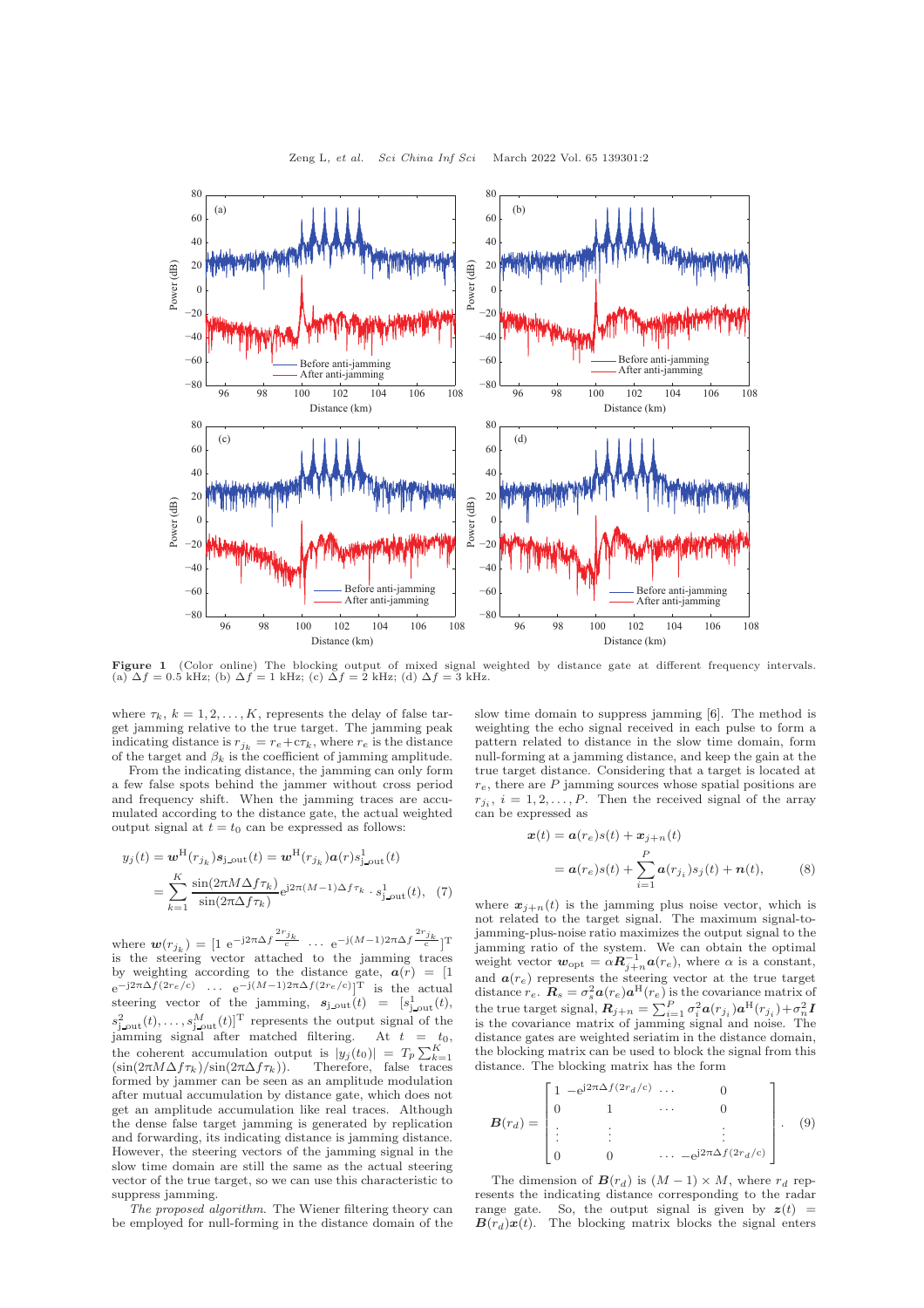**Figure 1** (Color online) The blocking output of mixed signal weighted by distance gate at different frequency intervals. (a) $\Delta f = 0.5$ kHz; (b) $\Delta f = 1$ kHz; (c) $\Delta f = 2$ kHz; (d) $\Delta f = 3$ kHz.

where $\tau_k$, $k = 1, 2, \ldots, K$, represents the delay of false target jamming relative to the true target. The jamming peak indicating distance is $r_{j_k} = r_e + c\tau_k$, where $r_e$ is the distance of the target and $\beta_k$ is the coefficient of jamming amplitude.

From the indicating distance, the jamming can only form a few false spots behind the jammer without cross period and frequency shift. When the jamming traces are accumulated according to the distance gate, the actual weighted output signal at $t = t_0$ can be expressed as follows:

$$
\begin{aligned}
y_j(t) &= \boldsymbol{w}^{\mathrm{H}}(r_{j_k})\boldsymbol{s}_{\mathrm{j\_out}}(t) = \boldsymbol{w}^{\mathrm{H}}(r_{j_k})\boldsymbol{a}(r)s^1_{\mathrm{j\_out}}(t) \\
&= \sum_{k=1}^{K} \frac{\sin(2\pi M \Delta f \tau_k)}{\sin(2\pi \Delta f \tau_k)} \mathrm{e}^{\mathrm{j}2\pi(M-1)\Delta f \tau_k} \cdot s^1_{\mathrm{j\_out}}(t),
\end{aligned} \tag{7}
$$

where $\boldsymbol{w}(r_{j_k}) = [1 \ \mathrm{e}^{-\mathrm{j}2\pi\Delta f \frac{2r_{j_k}}{c}} \ \cdots \ \mathrm{e}^{-\mathrm{j}(M-1)2\pi\Delta f \frac{2r_{j_k}}{c}}]^{\mathrm{T}}$ is the steering vector attached to the jamming traces by weighting according to the distance gate, $\boldsymbol{a}(r) = [1 \ \mathrm{e}^{-\mathrm{j}2\pi\Delta f(2r_e/c)} \ \ldots \ \mathrm{e}^{-\mathrm{j}(M-1)2\pi\Delta f(2r_e/c)}]^{\mathrm{T}}$ is the actual steering vector of the jamming, $\boldsymbol{s}_{\mathrm{j\_out}}(t) = [s^1_{\mathrm{j\_out}}(t), s^2_{\mathrm{j\_out}}(t), \ldots, s^M_{\mathrm{j\_out}}(t)]^{\mathrm{T}}$ represents the output signal of the jamming signal after matched filtering. At $t = t_0$, the coherent accumulation output is $|y_j(t_0)| = T_p \sum_{k=1}^{K} (\sin(2\pi M\Delta f\tau_k)/\sin(2\pi\Delta f\tau_k))$. Therefore, false traces formed by jammer can be seen as an amplitude modulation after mutual accumulation by distance gate, which does not get an amplitude accumulation like real traces. Although the dense false target jamming is generated by replication and forwarding, its indicating distance is jamming distance. However, the steering vectors of the jamming signal in the slow time domain are still the same as the actual steering vector of the true target, so we can use this characteristic to suppress jamming.

*The proposed algorithm.* The Wiener filtering theory can be employed for null-forming in the distance domain of the slow time domain to suppress jamming [6]. The method is weighting the echo signal received in each pulse to form a pattern related to distance in the slow time domain, form null-forming at a jamming distance, and keep the gain at the true target distance. Considering that a target is located at $r_e$, there are $P$ jamming sources whose spatial positions are $r_{j_i}$, $i = 1, 2, \ldots, P$. Then the received signal of the array can be expressed as

$$
\begin{aligned}
\boldsymbol{x}(t) &= \boldsymbol{a}(r_e)s(t) + \boldsymbol{x}_{j+n}(t) \\
&= \boldsymbol{a}(r_e)s(t) + \sum_{i=1}^{P} \boldsymbol{a}(r_{j_i})s_j(t) + \boldsymbol{n}(t),
\end{aligned} \tag{8}
$$

where $\boldsymbol{x}_{j+n}(t)$ is the jamming plus noise vector, which is not related to the target signal. The maximum signal-to-jamming-plus-noise ratio maximizes the output signal to the jamming ratio of the system. We can obtain the optimal weight vector $\boldsymbol{w}_{\mathrm{opt}} = \alpha \boldsymbol{R}^{-1}_{j+n}\boldsymbol{a}(r_e)$, where $\alpha$ is a constant, and $\boldsymbol{a}(r_e)$ represents the steering vector at the true target distance $r_e$. $\boldsymbol{R}_s = \sigma_s^2 \boldsymbol{a}(r_e)\boldsymbol{a}^{\mathrm{H}}(r_e)$ is the covariance matrix of the true target signal, $\boldsymbol{R}_{j+n} = \sum_{i=1}^{P} \sigma_i^2 \boldsymbol{a}(r_{j_i})\boldsymbol{a}^{\mathrm{H}}(r_{j_i}) + \sigma_n^2 \boldsymbol{I}$ is the covariance matrix of jamming signal and noise. The distance gates are weighted seriatim in the distance domain, the blocking matrix can be used to block the signal from this distance. The blocking matrix has the form

$$
\boldsymbol{B}(r_d) = \begin{bmatrix} 1 & -\mathrm{e}^{\mathrm{j}2\pi\Delta f(2r_d/c)} & \ldots & 0 \\ 0 & 1 & \cdots & 0 \\ \vdots & \vdots & & \vdots \\ 0 & 0 & \ldots & -\mathrm{e}^{\mathrm{j}2\pi\Delta f(2r_d/c)} \end{bmatrix}. \tag{9}
$$

The dimension of $\boldsymbol{B}(r_d)$ is $(M-1) \times M$, where $r_d$ represents the indicating distance corresponding to the radar range gate. So, the output signal is given by $\boldsymbol{z}(t) = \boldsymbol{B}(r_d)\boldsymbol{x}(t)$. The blocking matrix blocks the signal enters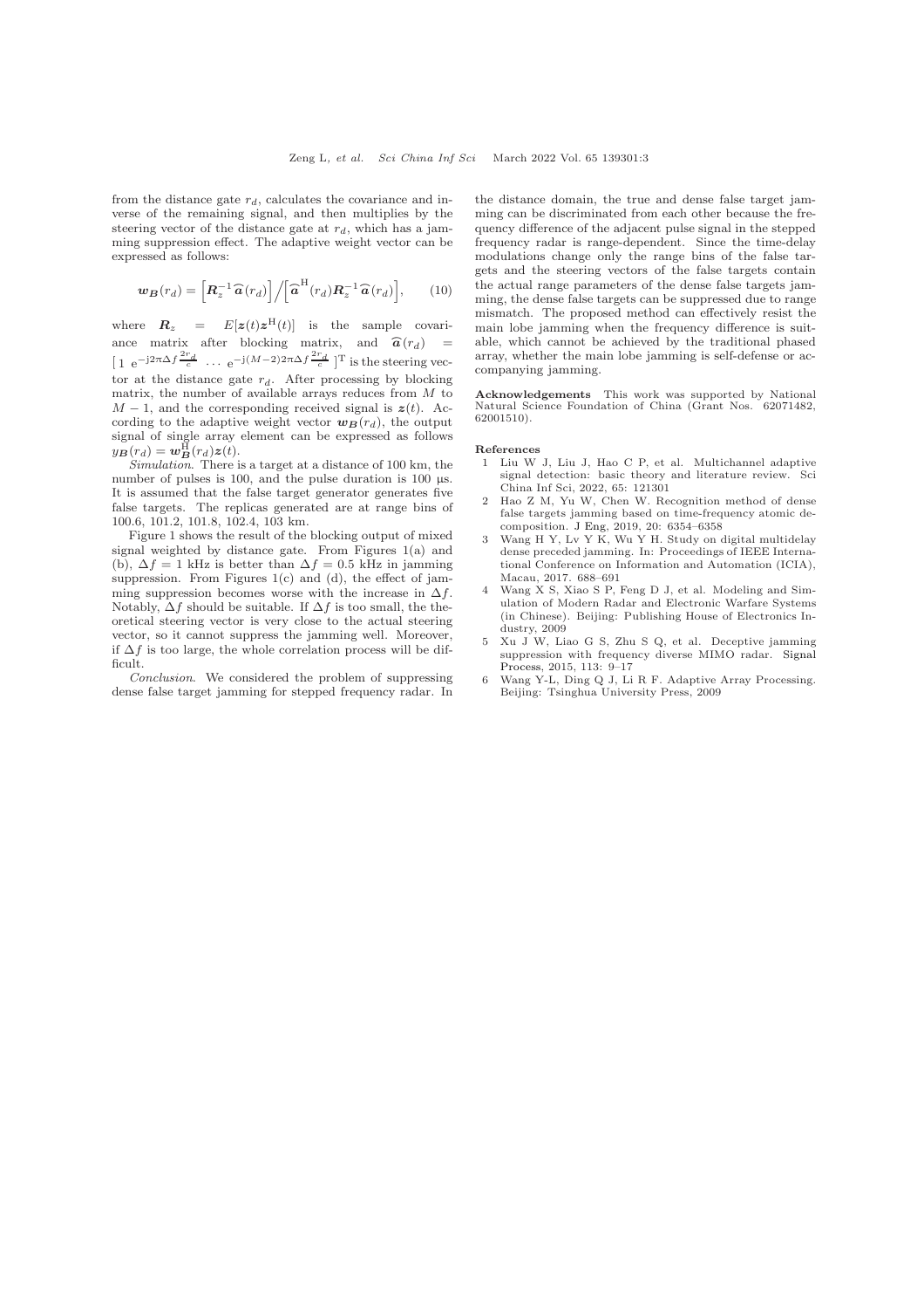from the distance gate $r_d$, calculates the covariance and inverse of the remaining signal, and then multiplies by the steering vector of the distance gate at $r_d$, which has a jamming suppression effect. The adaptive weight vector can be expressed as follows:

$$\boldsymbol{w_B}(r_d) = \left[\boldsymbol{R}_z^{-1}\widehat{\boldsymbol{a}}(r_d)\right] \Big/ \left[\widehat{\boldsymbol{a}}^{\mathrm{H}}(r_d)\boldsymbol{R}_z^{-1}\widehat{\boldsymbol{a}}(r_d)\right], \qquad (10)$$

where $\boldsymbol{R}_z = E[\boldsymbol{z}(t)\boldsymbol{z}^{\mathrm{H}}(t)]$ is the sample covariance matrix after blocking matrix, and $\widehat{\boldsymbol{a}}(r_d) = [\,1 \;\; \mathrm{e}^{-\mathrm{j}2\pi\Delta f\frac{2r_d}{c}} \;\; \cdots \;\; \mathrm{e}^{-\mathrm{j}(M-2)2\pi\Delta f\frac{2r_d}{c}}\,]^{\mathrm{T}}$ is the steering vector at the distance gate $r_d$. After processing by blocking matrix, the number of available arrays reduces from $M$ to $M-1$, and the corresponding received signal is $\boldsymbol{z}(t)$. According to the adaptive weight vector $\boldsymbol{w_B}(r_d)$, the output signal of single array element can be expressed as follows $y_{\boldsymbol{B}}(r_d) = \boldsymbol{w}_{\boldsymbol{B}}^{\mathrm{H}}(r_d)\boldsymbol{z}(t)$.

*Simulation.* There is a target at a distance of 100 km, the number of pulses is 100, and the pulse duration is 100 μs. It is assumed that the false target generator generates five false targets. The replicas generated are at range bins of 100.6, 101.2, 101.8, 102.4, 103 km.

Figure 1 shows the result of the blocking output of mixed signal weighted by distance gate. From Figures 1(a) and (b), $\Delta f = 1$ kHz is better than $\Delta f = 0.5$ kHz in jamming suppression. From Figures 1(c) and (d), the effect of jamming suppression becomes worse with the increase in $\Delta f$. Notably, $\Delta f$ should be suitable. If $\Delta f$ is too small, the theoretical steering vector is very close to the actual steering vector, so it cannot suppress the jamming well. Moreover, if $\Delta f$ is too large, the whole correlation process will be difficult.

*Conclusion.* We considered the problem of suppressing dense false target jamming for stepped frequency radar. In the distance domain, the true and dense false target jamming can be discriminated from each other because the frequency difference of the adjacent pulse signal in the stepped frequency radar is range-dependent. Since the time-delay modulations change only the range bins of the false targets and the steering vectors of the false targets contain the actual range parameters of the dense false targets jamming, the dense false targets can be suppressed due to range mismatch. The proposed method can effectively resist the main lobe jamming when the frequency difference is suitable, which cannot be achieved by the traditional phased array, whether the main lobe jamming is self-defense or accompanying jamming.

**Acknowledgements** This work was supported by National Natural Science Foundation of China (Grant Nos. 62071482, 62001510).

**References**

1. Liu W J, Liu J, Hao C P, et al. Multichannel adaptive signal detection: basic theory and literature review. Sci China Inf Sci, 2022, 65: 121301
2. Hao Z M, Yu W, Chen W. Recognition method of dense false targets jamming based on time-frequency atomic decomposition. J Eng, 2019, 20: 6354–6358
3. Wang H Y, Lv Y K, Wu Y H. Study on digital multidelay dense preceded jamming. In: Proceedings of IEEE International Conference on Information and Automation (ICIA), Macau, 2017. 688–691
4. Wang X S, Xiao S P, Feng D J, et al. Modeling and Simulation of Modern Radar and Electronic Warfare Systems (in Chinese). Beijing: Publishing House of Electronics Industry, 2009
5. Xu J W, Liao G S, Zhu S Q, et al. Deceptive jamming suppression with frequency diverse MIMO radar. Signal Process, 2015, 113: 9–17
6. Wang Y-L, Ding Q J, Li R F. Adaptive Array Processing. Beijing: Tsinghua University Press, 2009